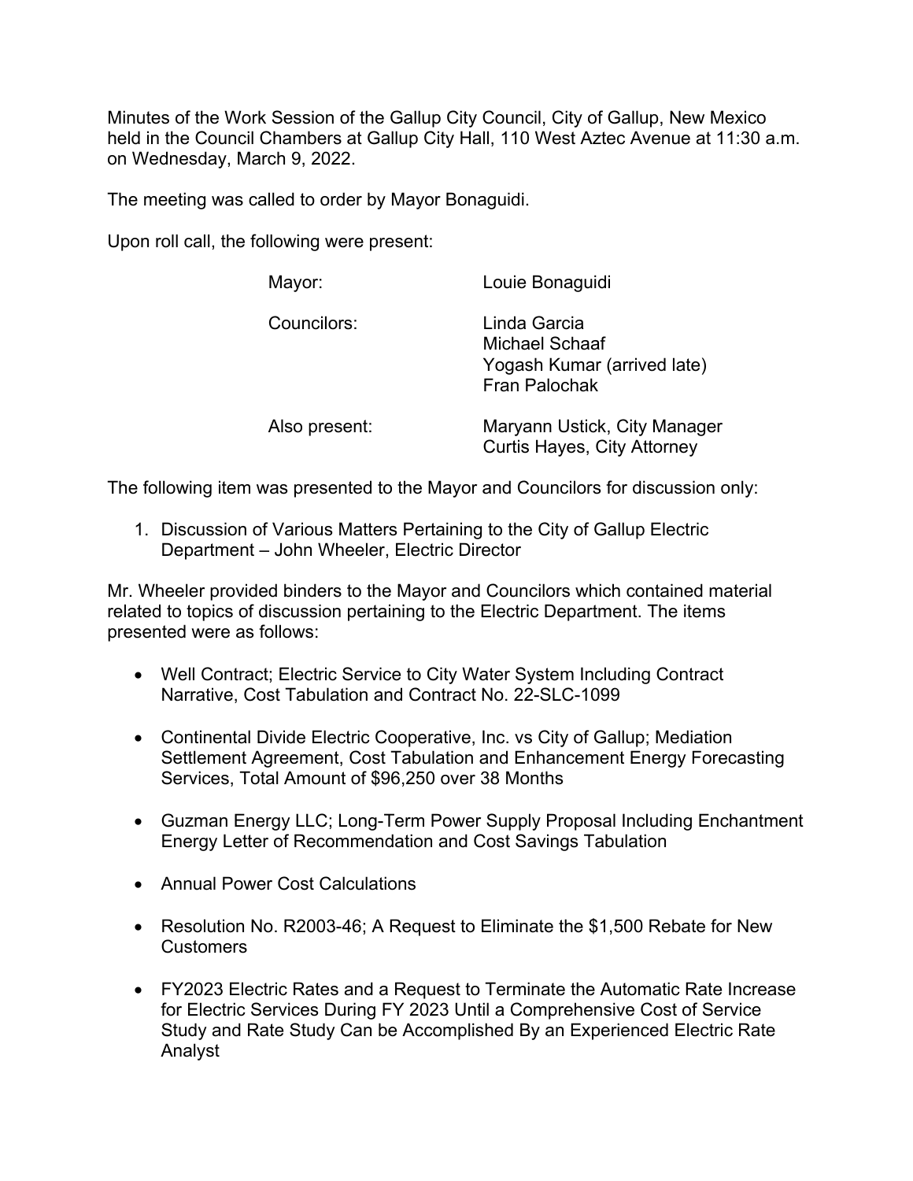Minutes of the Work Session of the Gallup City Council, City of Gallup, New Mexico held in the Council Chambers at Gallup City Hall, 110 West Aztec Avenue at 11:30 a.m. on Wednesday, March 9, 2022.

The meeting was called to order by Mayor Bonaguidi.

Upon roll call, the following were present:

| | |
|---|---|
| Mayor: | Louie Bonaguidi |
| Councilors: | Linda Garcia<br>Michael Schaaf<br>Yogash Kumar (arrived late)<br>Fran Palochak |
| Also present: | Maryann Ustick, City Manager<br>Curtis Hayes, City Attorney |

The following item was presented to the Mayor and Councilors for discussion only:

1. Discussion of Various Matters Pertaining to the City of Gallup Electric Department – John Wheeler, Electric Director

Mr. Wheeler provided binders to the Mayor and Councilors which contained material related to topics of discussion pertaining to the Electric Department. The items presented were as follows:

- Well Contract; Electric Service to City Water System Including Contract Narrative, Cost Tabulation and Contract No. 22-SLC-1099
- Continental Divide Electric Cooperative, Inc. vs City of Gallup; Mediation Settlement Agreement, Cost Tabulation and Enhancement Energy Forecasting Services, Total Amount of $96,250 over 38 Months
- Guzman Energy LLC; Long-Term Power Supply Proposal Including Enchantment Energy Letter of Recommendation and Cost Savings Tabulation
- Annual Power Cost Calculations
- Resolution No. R2003-46; A Request to Eliminate the $1,500 Rebate for New Customers
- FY2023 Electric Rates and a Request to Terminate the Automatic Rate Increase for Electric Services During FY 2023 Until a Comprehensive Cost of Service Study and Rate Study Can be Accomplished By an Experienced Electric Rate Analyst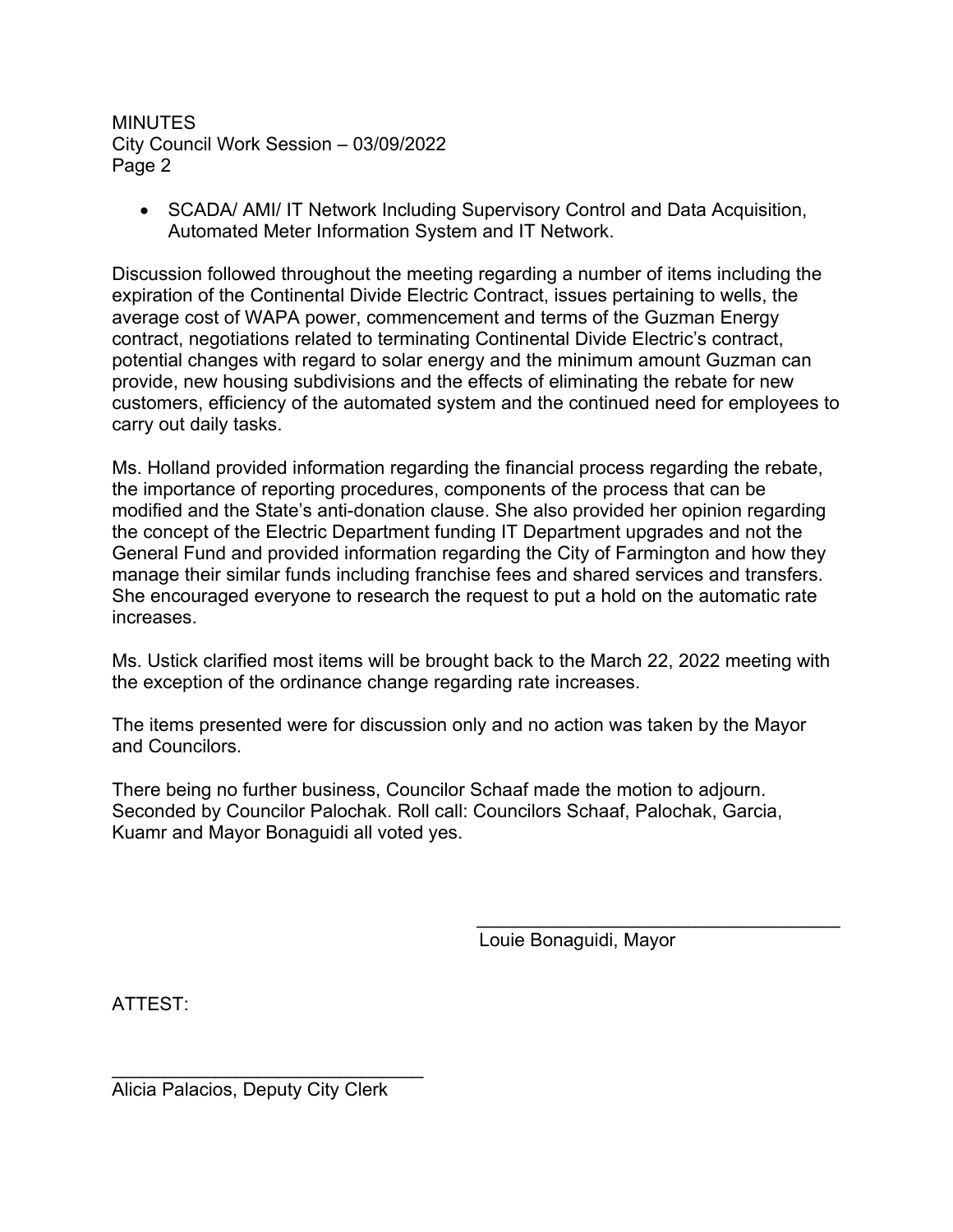- SCADA/ AMI/ IT Network Including Supervisory Control and Data Acquisition, Automated Meter Information System and IT Network.

Discussion followed throughout the meeting regarding a number of items including the expiration of the Continental Divide Electric Contract, issues pertaining to wells, the average cost of WAPA power, commencement and terms of the Guzman Energy contract, negotiations related to terminating Continental Divide Electric's contract, potential changes with regard to solar energy and the minimum amount Guzman can provide, new housing subdivisions and the effects of eliminating the rebate for new customers, efficiency of the automated system and the continued need for employees to carry out daily tasks.

Ms. Holland provided information regarding the financial process regarding the rebate, the importance of reporting procedures, components of the process that can be modified and the State's anti-donation clause. She also provided her opinion regarding the concept of the Electric Department funding IT Department upgrades and not the General Fund and provided information regarding the City of Farmington and how they manage their similar funds including franchise fees and shared services and transfers. She encouraged everyone to research the request to put a hold on the automatic rate increases.

Ms. Ustick clarified most items will be brought back to the March 22, 2022 meeting with the exception of the ordinance change regarding rate increases.

The items presented were for discussion only and no action was taken by the Mayor and Councilors.

There being no further business, Councilor Schaaf made the motion to adjourn. Seconded by Councilor Palochak. Roll call: Councilors Schaaf, Palochak, Garcia, Kuamr and Mayor Bonaguidi all voted yes.

\_\_\_\_\_\_\_\_\_\_\_\_\_\_\_\_\_\_\_\_\_\_\_\_\_\_\_\_\_\_\_\_\_\_\_\_\_\_
Louie Bonaguidi, Mayor

ATTEST:

\_\_\_\_\_\_\_\_\_\_\_\_\_\_\_\_\_\_\_\_\_\_\_\_\_\_\_\_\_\_\_\_
Alicia Palacios, Deputy City Clerk